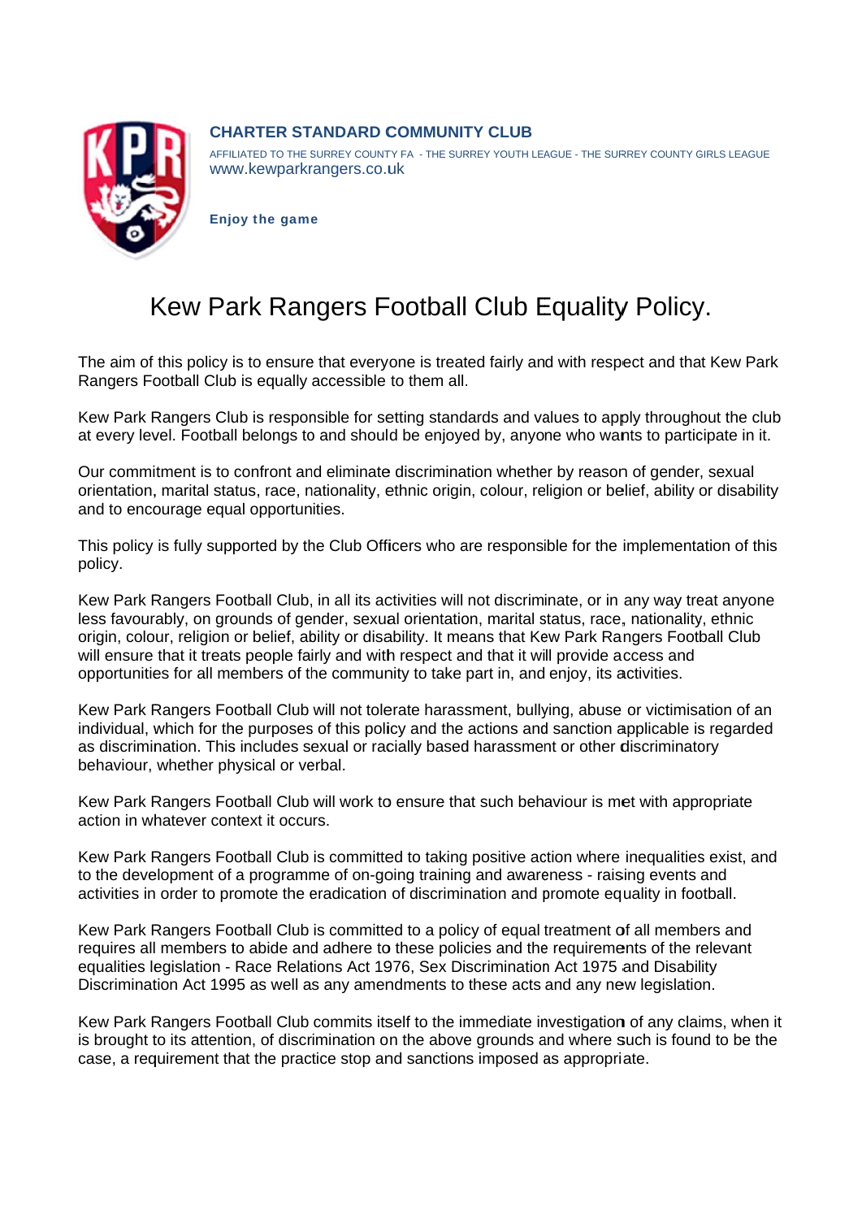**CHARTER STANDARD COMMUNITY CLUB**

AFFILIATED TO THE SURREY COUNTY FA - THE SURREY YOUTH LEAGUE - THE SURREY COUNTY GIRLS LEAGUE
www.kewparkrangers.co.uk

**Enjoy the game**

# Kew Park Rangers Football Club Equality Policy.

The aim of this policy is to ensure that everyone is treated fairly and with respect and that Kew Park Rangers Football Club is equally accessible to them all.

Kew Park Rangers Club is responsible for setting standards and values to apply throughout the club at every level. Football belongs to and should be enjoyed by, anyone who wants to participate in it.

Our commitment is to confront and eliminate discrimination whether by reason of gender, sexual orientation, marital status, race, nationality, ethnic origin, colour, religion or belief, ability or disability and to encourage equal opportunities.

This policy is fully supported by the Club Officers who are responsible for the implementation of this policy.

Kew Park Rangers Football Club, in all its activities will not discriminate, or in any way treat anyone less favourably, on grounds of gender, sexual orientation, marital status, race, nationality, ethnic origin, colour, religion or belief, ability or disability. It means that Kew Park Rangers Football Club will ensure that it treats people fairly and with respect and that it will provide access and opportunities for all members of the community to take part in, and enjoy, its activities.

Kew Park Rangers Football Club will not tolerate harassment, bullying, abuse or victimisation of an individual, which for the purposes of this policy and the actions and sanction applicable is regarded as discrimination. This includes sexual or racially based harassment or other discriminatory behaviour, whether physical or verbal.

Kew Park Rangers Football Club will work to ensure that such behaviour is met with appropriate action in whatever context it occurs.

Kew Park Rangers Football Club is committed to taking positive action where inequalities exist, and to the development of a programme of on-going training and awareness - raising events and activities in order to promote the eradication of discrimination and promote equality in football.

Kew Park Rangers Football Club is committed to a policy of equal treatment of all members and requires all members to abide and adhere to these policies and the requirements of the relevant equalities legislation - Race Relations Act 1976, Sex Discrimination Act 1975 and Disability Discrimination Act 1995 as well as any amendments to these acts and any new legislation.

Kew Park Rangers Football Club commits itself to the immediate investigation of any claims, when it is brought to its attention, of discrimination on the above grounds and where such is found to be the case, a requirement that the practice stop and sanctions imposed as appropriate.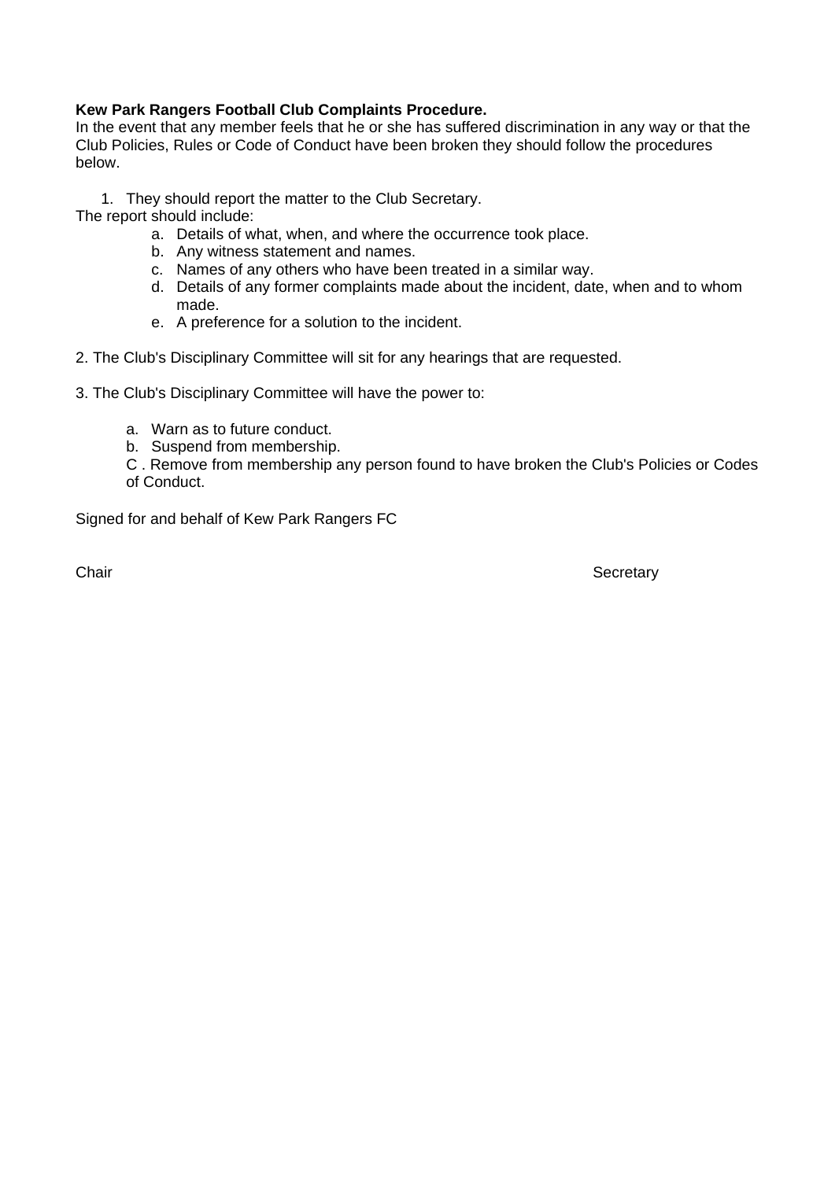**Kew Park Rangers Football Club Complaints Procedure.**
In the event that any member feels that he or she has suffered discrimination in any way or that the Club Policies, Rules or Code of Conduct have been broken they should follow the procedures below.

1. They should report the matter to the Club Secretary.

The report should include:

  a. Details of what, when, and where the occurrence took place.
  b. Any witness statement and names.
  c. Names of any others who have been treated in a similar way.
  d. Details of any former complaints made about the incident, date, when and to whom made.
  e. A preference for a solution to the incident.

2. The Club's Disciplinary Committee will sit for any hearings that are requested.

3. The Club's Disciplinary Committee will have the power to:

  a. Warn as to future conduct.
  b. Suspend from membership.
  C . Remove from membership any person found to have broken the Club's Policies or Codes of Conduct.

Signed for and behalf of Kew Park Rangers FC

Chair Secretary